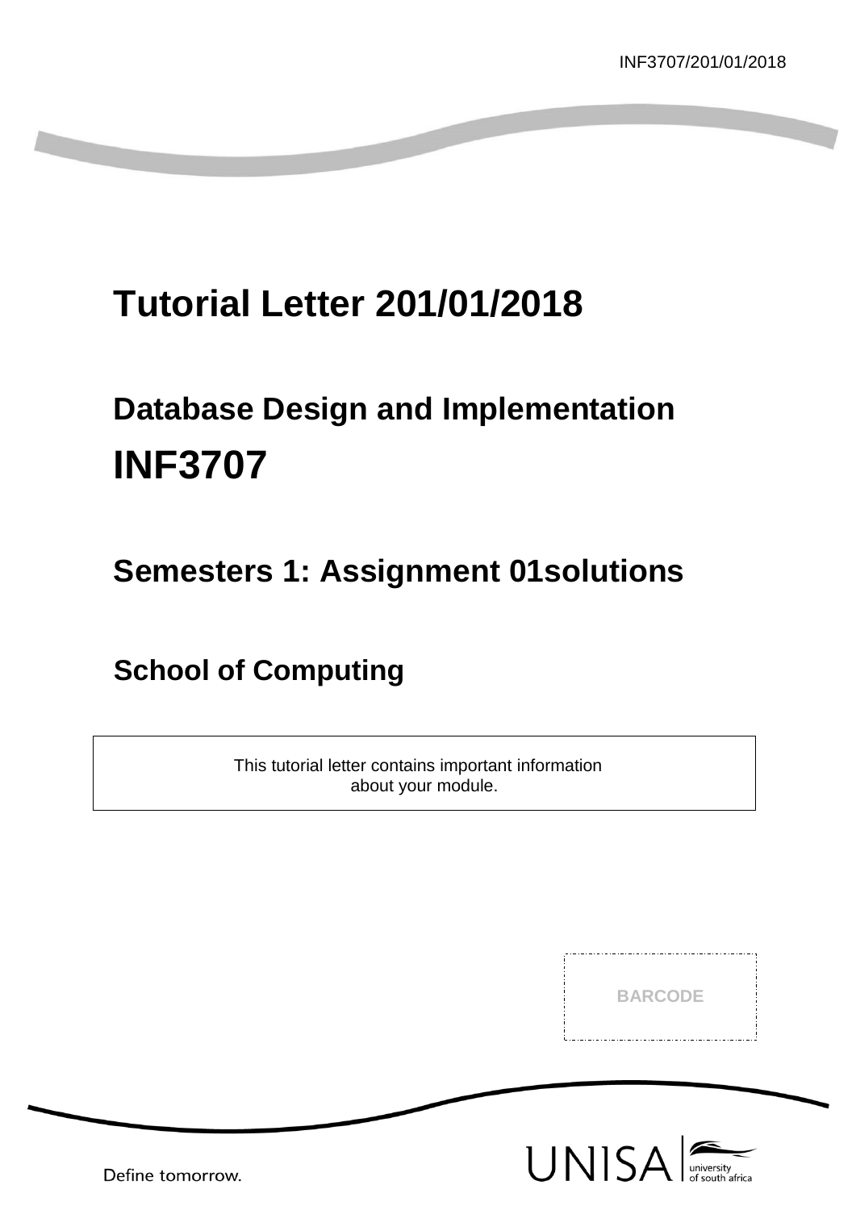# Tutorial Letter 201/01/2018

## Database Design and Implementation

# INF3707

## Semesters 1: Assignment 01solutions

## School of Computing

This tutorial letter contains important information about your module.

BARCODE

Define tomorrow.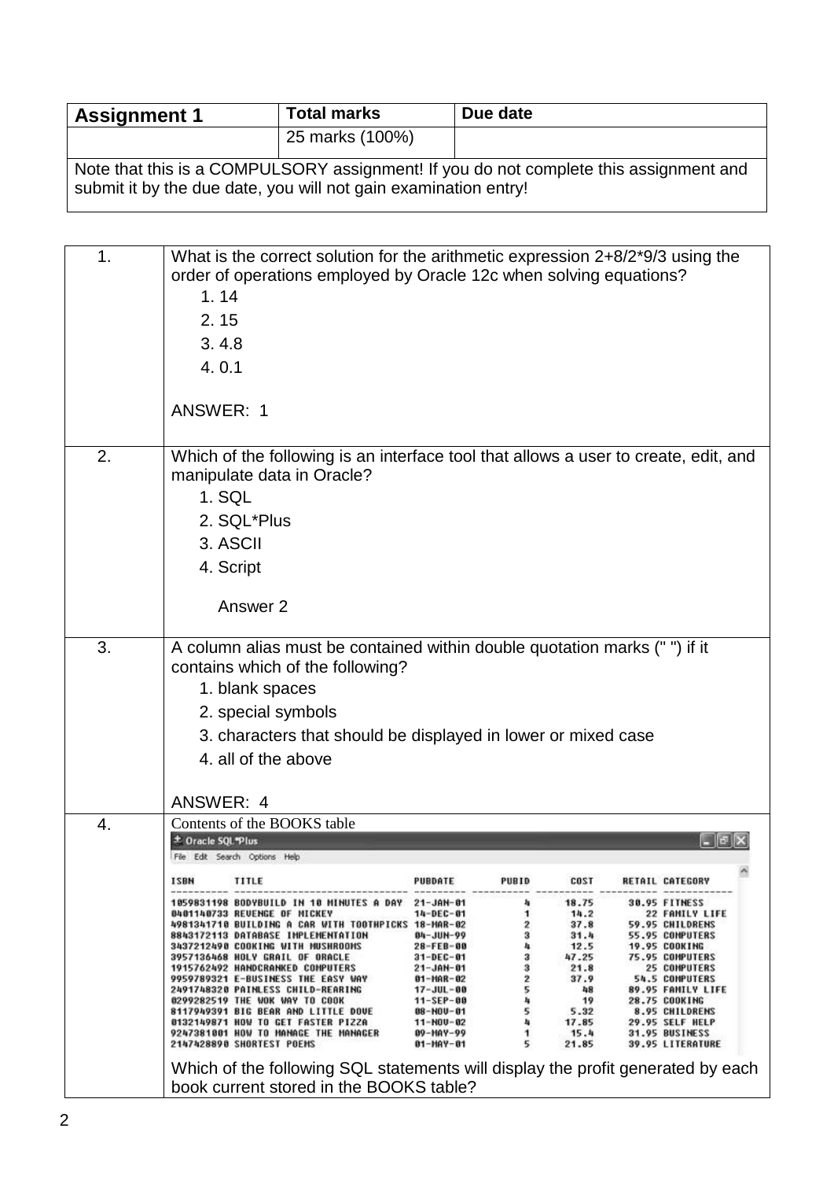| **Assignment 1** | **Total marks** | **Due date** |
|---|---|---|
| | 25 marks (100%) | |

Note that this is a COMPULSORY assignment! If you do not complete this assignment and submit it by the due date, you will not gain examination entry!

| | |
|---|---|
| 1. | What is the correct solution for the arithmetic expression 2+8/2*9/3 using the order of operations employed by Oracle 12c when solving equations?<br>1. 14<br>2. 15<br>3. 4.8<br>4. 0.1<br><br>ANSWER: 1 |
| 2. | Which of the following is an interface tool that allows a user to create, edit, and manipulate data in Oracle?<br>1. SQL<br>2. SQL*Plus<br>3. ASCII<br>4. Script<br><br>Answer 2 |
| 3. | A column alias must be contained within double quotation marks (" ") if it contains which of the following?<br>1. blank spaces<br>2. special symbols<br>3. characters that should be displayed in lower or mixed case<br>4. all of the above<br><br>ANSWER: 4 |
| 4. | Contents of the BOOKS table<br><br>Which of the following SQL statements will display the profit generated by each book current stored in the BOOKS table? |

Contents of the BOOKS table (Oracle SQL*Plus):

| ISBN | TITLE | PUBDATE | PUBID | COST | RETAIL | CATEGORY |
|---|---|---|---|---|---|---|
| 1059831198 | BODYBUILD IN 10 MINUTES A DAY | 21-JAN-01 | 4 | 18.75 | 30.95 | FITNESS |
| 0401140733 | REVENGE OF MICKEY | 14-DEC-01 | 1 | 14.2 | 22 | FAMILY LIFE |
| 4981341710 | BUILDING A CAR WITH TOOTHPICKS | 18-MAR-02 | 2 | 37.8 | 59.95 | CHILDRENS |
| 8843172113 | DATABASE IMPLEMENTATION | 04-JUN-99 | 3 | 31.4 | 55.95 | COMPUTERS |
| 3437212490 | COOKING WITH MUSHROOMS | 28-FEB-00 | 4 | 12.5 | 19.95 | COOKING |
| 3957136468 | HOLY GRAIL OF ORACLE | 31-DEC-01 | 3 | 47.25 | 75.95 | COMPUTERS |
| 1915762492 | HANDCRANKED COMPUTERS | 21-JAN-01 | 3 | 21.8 | 25 | COMPUTERS |
| 9959789321 | E-BUSINESS THE EASY WAY | 01-MAR-02 | 2 | 37.9 | 54.5 | COMPUTERS |
| 2491748320 | PAINLESS CHILD-REARING | 17-JUL-00 | 5 | 48 | 89.95 | FAMILY LIFE |
| 0299282519 | THE WOK WAY TO COOK | 11-SEP-00 | 4 | 19 | 28.75 | COOKING |
| 8117949391 | BIG BEAR AND LITTLE DOVE | 08-NOV-01 | 5 | 5.32 | 8.95 | CHILDRENS |
| 0132149871 | HOW TO GET FASTER PIZZA | 11-NOV-02 | 4 | 17.85 | 29.95 | SELF HELP |
| 9247381001 | HOW TO MANAGE THE MANAGER | 09-MAY-99 | 1 | 15.4 | 31.95 | BUSINESS |
| 2147428890 | SHORTEST POEMS | 01-MAY-01 | 5 | 21.85 | 39.95 | LITERATURE |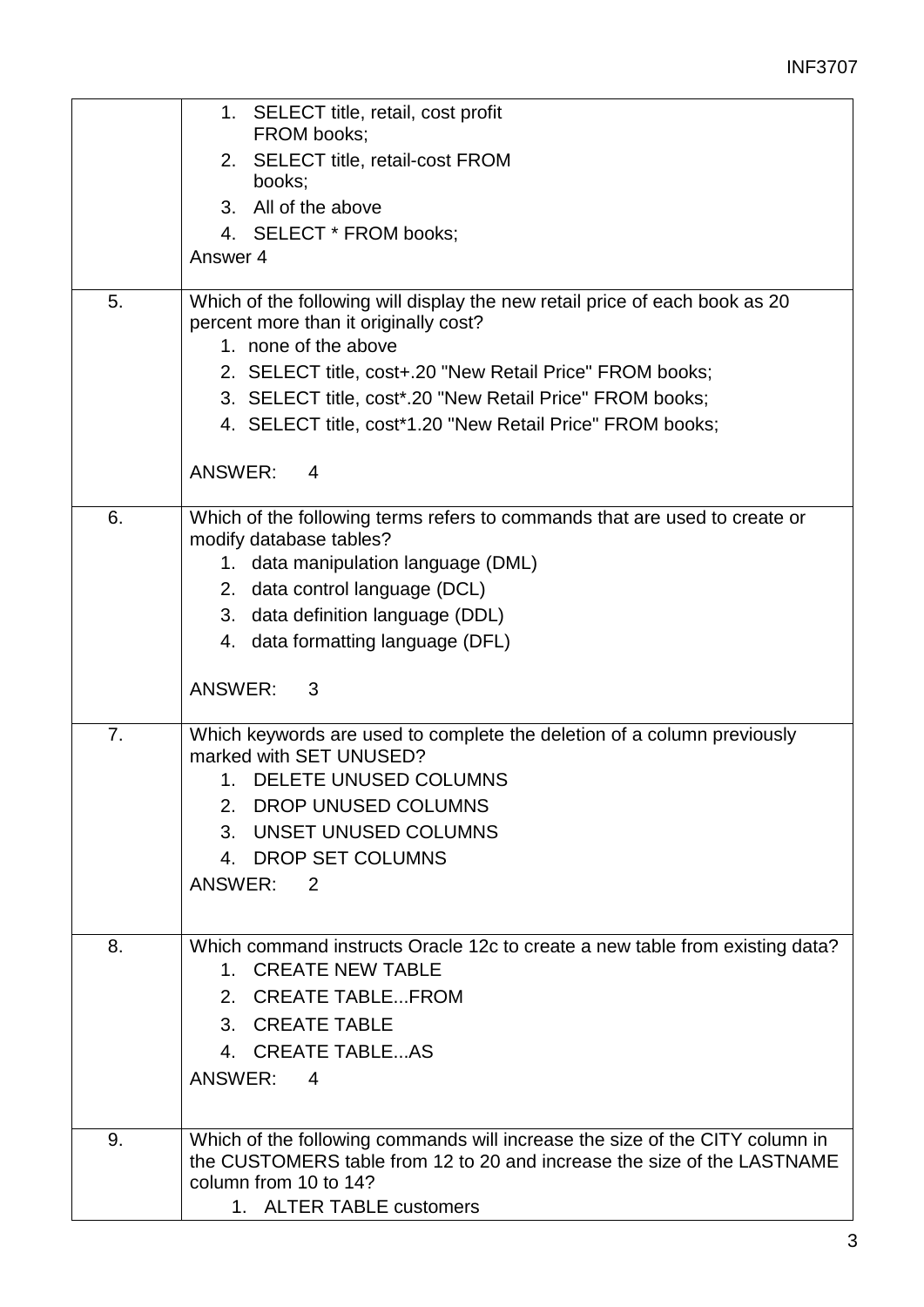| | |
|---|---|
| | 1. SELECT title, retail, cost profit<br>FROM books;<br>2. SELECT title, retail-cost FROM<br>books;<br>3. All of the above<br>4. SELECT * FROM books;<br>Answer 4 |
| 5. | Which of the following will display the new retail price of each book as 20 percent more than it originally cost?<br>1. none of the above<br>2. SELECT title, cost+.20 "New Retail Price" FROM books;<br>3. SELECT title, cost*.20 "New Retail Price" FROM books;<br>4. SELECT title, cost*1.20 "New Retail Price" FROM books;<br><br>ANSWER: 4 |
| 6. | Which of the following terms refers to commands that are used to create or modify database tables?<br>1. data manipulation language (DML)<br>2. data control language (DCL)<br>3. data definition language (DDL)<br>4. data formatting language (DFL)<br><br>ANSWER: 3 |
| 7. | Which keywords are used to complete the deletion of a column previously marked with SET UNUSED?<br>1. DELETE UNUSED COLUMNS<br>2. DROP UNUSED COLUMNS<br>3. UNSET UNUSED COLUMNS<br>4. DROP SET COLUMNS<br>ANSWER: 2 |
| 8. | Which command instructs Oracle 12c to create a new table from existing data?<br>1. CREATE NEW TABLE<br>2. CREATE TABLE...FROM<br>3. CREATE TABLE<br>4. CREATE TABLE...AS<br>ANSWER: 4 |
| 9. | Which of the following commands will increase the size of the CITY column in the CUSTOMERS table from 12 to 20 and increase the size of the LASTNAME column from 10 to 14?<br>1. ALTER TABLE customers |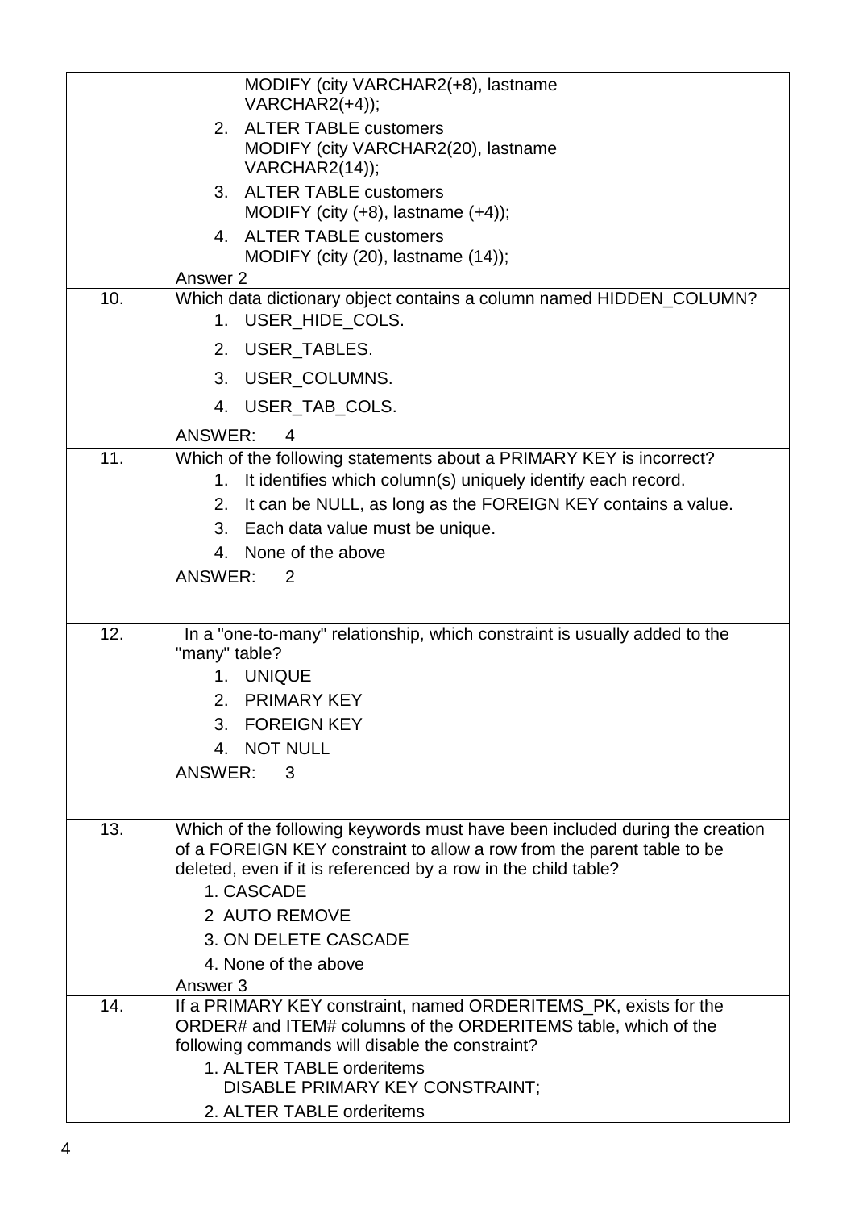| | |
|---|---|
| | MODIFY (city VARCHAR2(+8), lastname VARCHAR2(+4));<br>2. ALTER TABLE customers MODIFY (city VARCHAR2(20), lastname VARCHAR2(14));<br>3. ALTER TABLE customers MODIFY (city (+8), lastname (+4));<br>4. ALTER TABLE customers MODIFY (city (20), lastname (14));<br>Answer 2 |
| 10. | Which data dictionary object contains a column named HIDDEN_COLUMN?<br>1. USER_HIDE_COLS.<br>2. USER_TABLES.<br>3. USER_COLUMNS.<br>4. USER_TAB_COLS.<br>ANSWER: 4 |
| 11. | Which of the following statements about a PRIMARY KEY is incorrect?<br>1. It identifies which column(s) uniquely identify each record.<br>2. It can be NULL, as long as the FOREIGN KEY contains a value.<br>3. Each data value must be unique.<br>4. None of the above<br>ANSWER: 2 |
| 12. | In a "one-to-many" relationship, which constraint is usually added to the "many" table?<br>1. UNIQUE<br>2. PRIMARY KEY<br>3. FOREIGN KEY<br>4. NOT NULL<br>ANSWER: 3 |
| 13. | Which of the following keywords must have been included during the creation of a FOREIGN KEY constraint to allow a row from the parent table to be deleted, even if it is referenced by a row in the child table?<br>1. CASCADE<br>2 AUTO REMOVE<br>3. ON DELETE CASCADE<br>4. None of the above<br>Answer 3 |
| 14. | If a PRIMARY KEY constraint, named ORDERITEMS_PK, exists for the ORDER# and ITEM# columns of the ORDERITEMS table, which of the following commands will disable the constraint?<br>1. ALTER TABLE orderitems DISABLE PRIMARY KEY CONSTRAINT;<br>2. ALTER TABLE orderitems |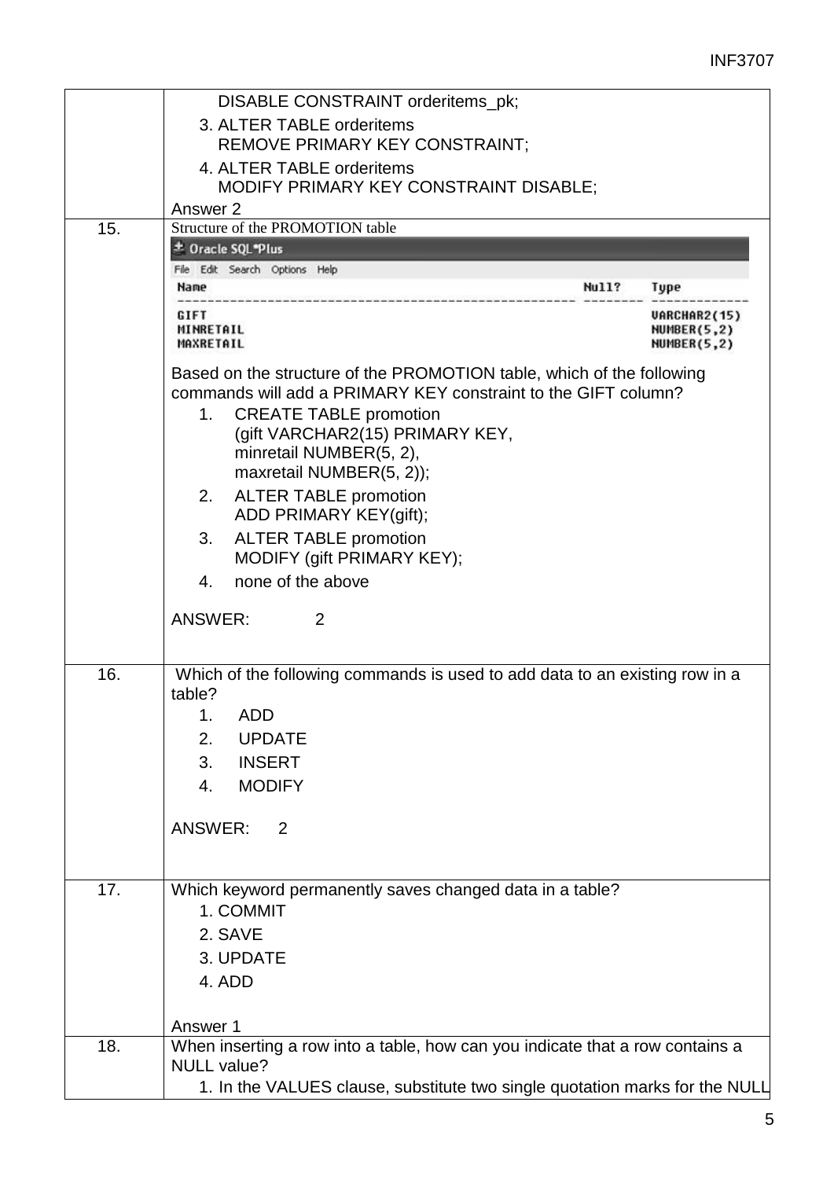| | |
|---|---|
| | DISABLE CONSTRAINT orderitems_pk;<br>3. ALTER TABLE orderitems<br>REMOVE PRIMARY KEY CONSTRAINT;<br>4. ALTER TABLE orderitems<br>MODIFY PRIMARY KEY CONSTRAINT DISABLE;<br>Answer 2 |
| 15. | Structure of the PROMOTION table<br>Oracle SQL*Plus<br>File Edit Search Options Help<br>Name Null? Type<br>GIFT VARCHAR2(15)<br>MINRETAIL NUMBER(5,2)<br>MAXRETAIL NUMBER(5,2)<br><br>Based on the structure of the PROMOTION table, which of the following commands will add a PRIMARY KEY constraint to the GIFT column?<br>1. CREATE TABLE promotion<br>(gift VARCHAR2(15) PRIMARY KEY,<br>minretail NUMBER(5, 2),<br>maxretail NUMBER(5, 2));<br>2. ALTER TABLE promotion<br>ADD PRIMARY KEY(gift);<br>3. ALTER TABLE promotion<br>MODIFY (gift PRIMARY KEY);<br>4. none of the above<br><br>ANSWER: 2 |
| 16. | Which of the following commands is used to add data to an existing row in a table?<br>1. ADD<br>2. UPDATE<br>3. INSERT<br>4. MODIFY<br><br>ANSWER: 2 |
| 17. | Which keyword permanently saves changed data in a table?<br>1. COMMIT<br>2. SAVE<br>3. UPDATE<br>4. ADD<br><br>Answer 1 |
| 18. | When inserting a row into a table, how can you indicate that a row contains a NULL value?<br>1. In the VALUES clause, substitute two single quotation marks for the NULL |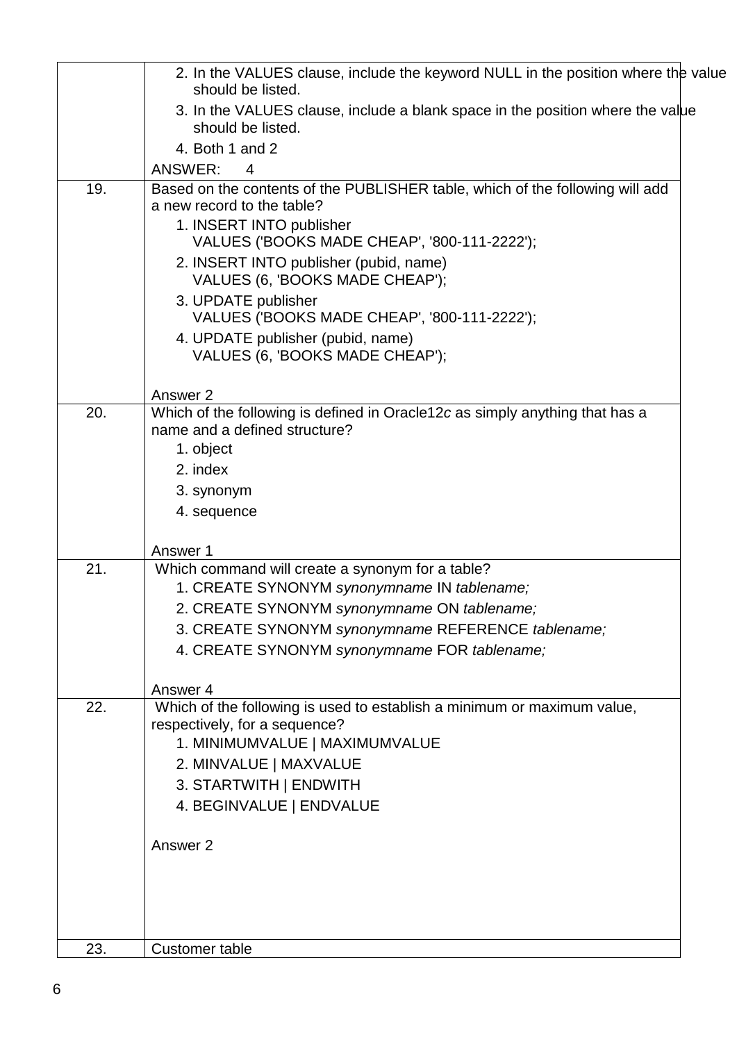| | |
|---|---|
| | 2. In the VALUES clause, include the keyword NULL in the position where the value should be listed.<br>3. In the VALUES clause, include a blank space in the position where the value should be listed.<br>4. Both 1 and 2<br>ANSWER: 4 |
| 19. | Based on the contents of the PUBLISHER table, which of the following will add a new record to the table?<br>1. INSERT INTO publisher VALUES ('BOOKS MADE CHEAP', '800-111-2222');<br>2. INSERT INTO publisher (pubid, name) VALUES (6, 'BOOKS MADE CHEAP');<br>3. UPDATE publisher VALUES ('BOOKS MADE CHEAP', '800-111-2222');<br>4. UPDATE publisher (pubid, name) VALUES (6, 'BOOKS MADE CHEAP');<br><br>Answer 2 |
| 20. | Which of the following is defined in Oracle12*c* as simply anything that has a name and a defined structure?<br>1. object<br>2. index<br>3. synonym<br>4. sequence<br><br>Answer 1 |
| 21. | Which command will create a synonym for a table?<br>1. CREATE SYNONYM *synonymname* IN *tablename;*<br>2. CREATE SYNONYM *synonymname* ON *tablename;*<br>3. CREATE SYNONYM *synonymname* REFERENCE *tablename;*<br>4. CREATE SYNONYM *synonymname* FOR *tablename;*<br><br>Answer 4 |
| 22. | Which of the following is used to establish a minimum or maximum value, respectively, for a sequence?<br>1. MINIMUMVALUE \| MAXIMUMVALUE<br>2. MINVALUE \| MAXVALUE<br>3. STARTWITH \| ENDWITH<br>4. BEGINVALUE \| ENDVALUE<br><br>Answer 2 |
| 23. | Customer table |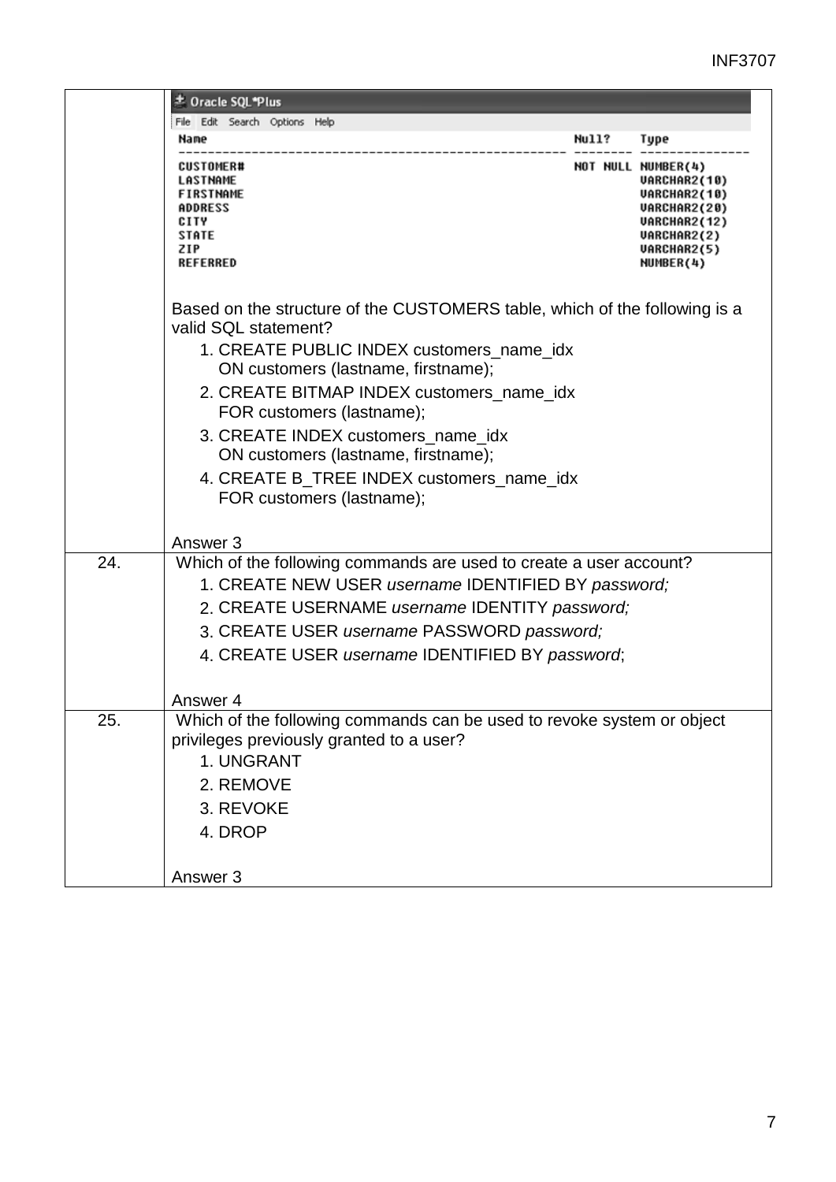| | |
|---|---|
| | Oracle SQL*Plus<br>File Edit Search Options Help<br>`Name Null? Type`<br>`CUSTOMER# NOT NULL NUMBER(4)`<br>`LASTNAME VARCHAR2(10)`<br>`FIRSTNAME VARCHAR2(10)`<br>`ADDRESS VARCHAR2(20)`<br>`CITY VARCHAR2(12)`<br>`STATE VARCHAR2(2)`<br>`ZIP VARCHAR2(5)`<br>`REFERRED NUMBER(4)`<br><br>Based on the structure of the CUSTOMERS table, which of the following is a valid SQL statement?<br>1. CREATE PUBLIC INDEX customers_name_idx ON customers (lastname, firstname);<br>2. CREATE BITMAP INDEX customers_name_idx FOR customers (lastname);<br>3. CREATE INDEX customers_name_idx ON customers (lastname, firstname);<br>4. CREATE B_TREE INDEX customers_name_idx FOR customers (lastname);<br><br>Answer 3 |
| 24. | Which of the following commands are used to create a user account?<br>1. CREATE NEW USER *username* IDENTIFIED BY *password;*<br>2. CREATE USERNAME *username* IDENTITY *password;*<br>3. CREATE USER *username* PASSWORD *password;*<br>4. CREATE USER *username* IDENTIFIED BY *password*;<br><br>Answer 4 |
| 25. | Which of the following commands can be used to revoke system or object privileges previously granted to a user?<br>1. UNGRANT<br>2. REMOVE<br>3. REVOKE<br>4. DROP<br><br>Answer 3 |